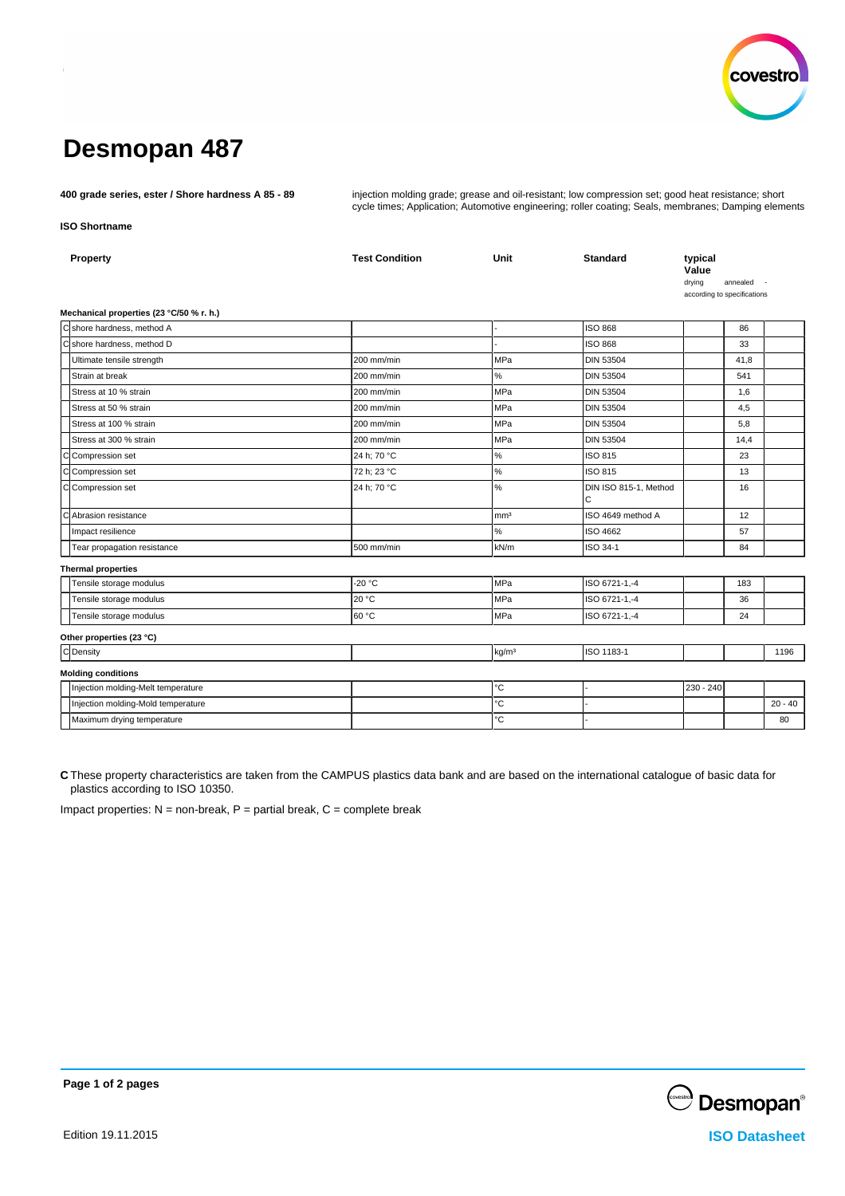# Desmopan 487

**400 grade series, ester / Shore hardness A 85 - 89**

injection molding grade; grease and oil-resistant; low compression set; good heat resistance; short cycle times; Application; Automotive engineering; roller coating; Seals, membranes; Damping elements

**ISO Shortname**

| | Property | Test Condition | Unit | Standard | typical Value drying | annealed | - according to specifications |
|---|---|---|---|---|---|---|---|
| | **Mechanical properties (23 °C/50 % r. h.)** | | | | | | |
| C | shore hardness, method A | | - | ISO 868 | | 86 | |
| C | shore hardness, method D | | - | ISO 868 | | 33 | |
| | Ultimate tensile strength | 200 mm/min | MPa | DIN 53504 | | 41,8 | |
| | Strain at break | 200 mm/min | % | DIN 53504 | | 541 | |
| | Stress at 10 % strain | 200 mm/min | MPa | DIN 53504 | | 1,6 | |
| | Stress at 50 % strain | 200 mm/min | MPa | DIN 53504 | | 4,5 | |
| | Stress at 100 % strain | 200 mm/min | MPa | DIN 53504 | | 5,8 | |
| | Stress at 300 % strain | 200 mm/min | MPa | DIN 53504 | | 14,4 | |
| C | Compression set | 24 h; 70 °C | % | ISO 815 | | 23 | |
| C | Compression set | 72 h; 23 °C | % | ISO 815 | | 13 | |
| C | Compression set | 24 h; 70 °C | % | DIN ISO 815-1, Method C | | 16 | |
| C | Abrasion resistance | | mm³ | ISO 4649 method A | | 12 | |
| | Impact resilience | | % | ISO 4662 | | 57 | |
| | Tear propagation resistance | 500 mm/min | kN/m | ISO 34-1 | | 84 | |
| | **Thermal properties** | | | | | | |
| | Tensile storage modulus | -20 °C | MPa | ISO 6721-1,-4 | | 183 | |
| | Tensile storage modulus | 20 °C | MPa | ISO 6721-1,-4 | | 36 | |
| | Tensile storage modulus | 60 °C | MPa | ISO 6721-1,-4 | | 24 | |
| | **Other properties (23 °C)** | | | | | | |
| C | Density | | kg/m³ | ISO 1183-1 | | | 1196 |
| | **Molding conditions** | | | | | | |
| | Injection molding-Melt temperature | | °C | - | 230 - 240 | | |
| | Injection molding-Mold temperature | | °C | - | | | 20 - 40 |
| | Maximum drying temperature | | °C | - | | | 80 |

**C** These property characteristics are taken from the CAMPUS plastics data bank and are based on the international catalogue of basic data for plastics according to ISO 10350.

Impact properties: N = non-break, P = partial break, C = complete break

Edition 19.11.2015

ISO Datasheet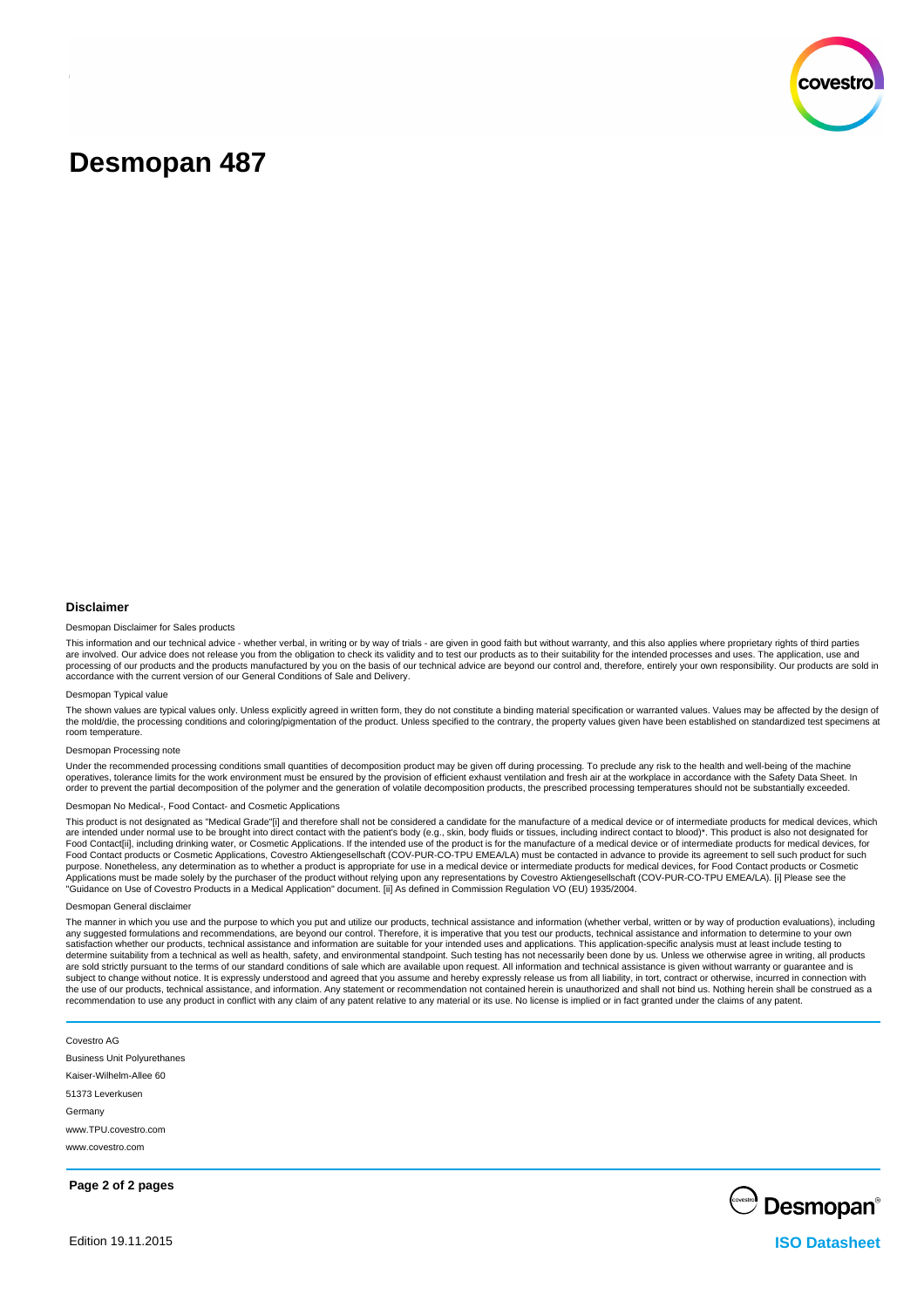# Desmopan 487

## Disclaimer

Desmopan Disclaimer for Sales products

This information and our technical advice - whether verbal, in writing or by way of trials - are given in good faith but without warranty, and this also applies where proprietary rights of third parties are involved. Our advice does not release you from the obligation to check its validity and to test our products as to their suitability for the intended processes and uses. The application, use and processing of our products and the products manufactured by you on the basis of our technical advice are beyond our control and, therefore, entirely your own responsibility. Our products are sold in accordance with the current version of our General Conditions of Sale and Delivery.

Desmopan Typical value

The shown values are typical values only. Unless explicitly agreed in written form, they do not constitute a binding material specification or warranted values. Values may be affected by the design of the mold/die, the processing conditions and coloring/pigmentation of the product. Unless specified to the contrary, the property values given have been established on standardized test specimens at room temperature.

Desmopan Processing note

Under the recommended processing conditions small quantities of decomposition product may be given off during processing. To preclude any risk to the health and well-being of the machine operatives, tolerance limits for the work environment must be ensured by the provision of efficient exhaust ventilation and fresh air at the workplace in accordance with the Safety Data Sheet. In order to prevent the partial decomposition of the polymer and the generation of volatile decomposition products, the prescribed processing temperatures should not be substantially exceeded.

Desmopan No Medical-, Food Contact- and Cosmetic Applications

This product is not designated as "Medical Grade"[i] and therefore shall not be considered a candidate for the manufacture of a medical device or of intermediate products for medical devices, which are intended under normal use to be brought into direct contact with the patient's body (e.g., skin, body fluids or tissues, including indirect contact to blood)*. This product is also not designated for Food Contact[ii], including drinking water, or Cosmetic Applications. If the intended use of the product is for the manufacture of a medical device or of intermediate products for medical devices, for Food Contact products or Cosmetic Applications, Covestro Aktiengesellschaft (COV-PUR-CO-TPU EMEA/LA) must be contacted in advance to provide its agreement to sell such product for such purpose. Nonetheless, any determination as to whether a product is appropriate for use in a medical device or intermediate products for medical devices, for Food Contact products or Cosmetic Applications must be made solely by the purchaser of the product without relying upon any representations by Covestro Aktiengesellschaft (COV-PUR-CO-TPU EMEA/LA). [i] Please see the "Guidance on Use of Covestro Products in a Medical Application" document. [ii] As defined in Commission Regulation VO (EU) 1935/2004.

Desmopan General disclaimer

The manner in which you use and the purpose to which you put and utilize our products, technical assistance and information (whether verbal, written or by way of production evaluations), including any suggested formulations and recommendations, are beyond our control. Therefore, it is imperative that you test our products, technical assistance and information to determine to your own satisfaction whether our products, technical assistance and information are suitable for your intended uses and applications. This application-specific analysis must at least include testing to determine suitability from a technical as well as health, safety, and environmental standpoint. Such testing has not necessarily been done by us. Unless we otherwise agree in writing, all products are sold strictly pursuant to the terms of our standard conditions of sale which are available upon request. All information and technical assistance is given without warranty or guarantee and is subject to change without notice. It is expressly understood and agreed that you assume and hereby expressly release us from all liability, in tort, contract or otherwise, incurred in connection with the use of our products, technical assistance, and information. Any statement or recommendation not contained herein is unauthorized and shall not bind us. Nothing herein shall be construed as a recommendation to use any product in conflict with any claim of any patent relative to any material or its use. No license is implied or in fact granted under the claims of any patent.

Covestro AG

Business Unit Polyurethanes

Kaiser-Wilhelm-Allee 60

51373 Leverkusen

Germany

www.TPU.covestro.com

www.covestro.com

Edition 19.11.2015

ISO Datasheet